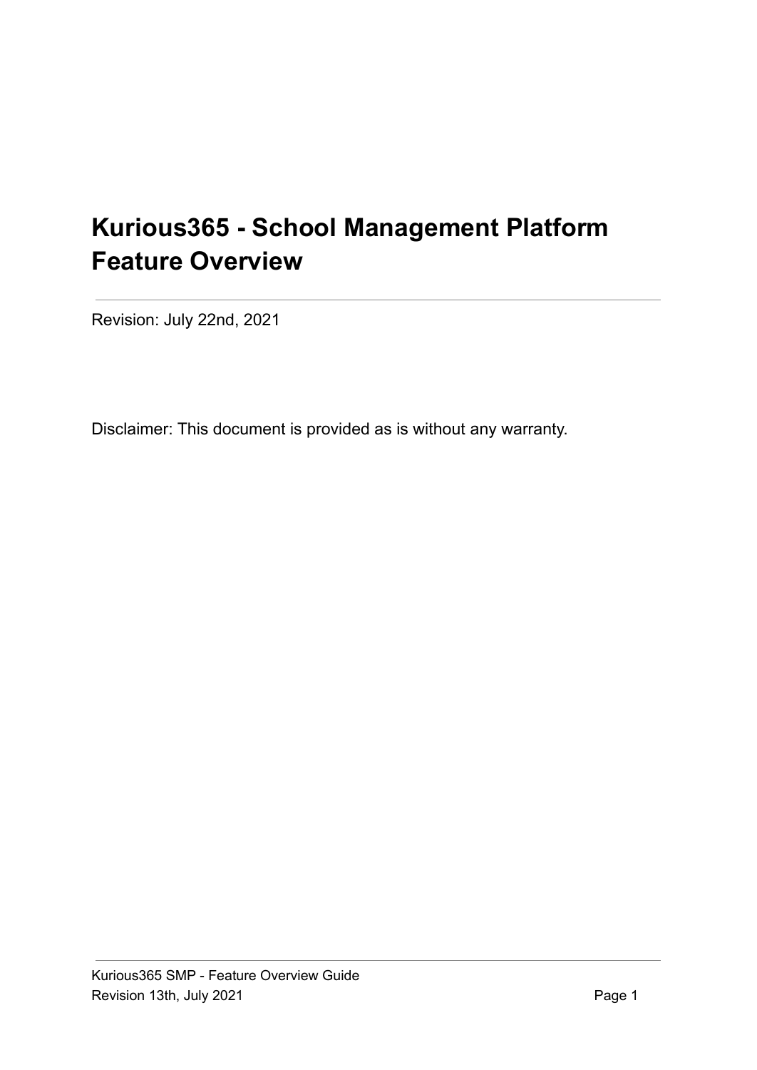# Kurious365 - School Management Platform Feature Overview

---

Revision: July 22nd, 2021

Disclaimer: This document is provided as is without any warranty.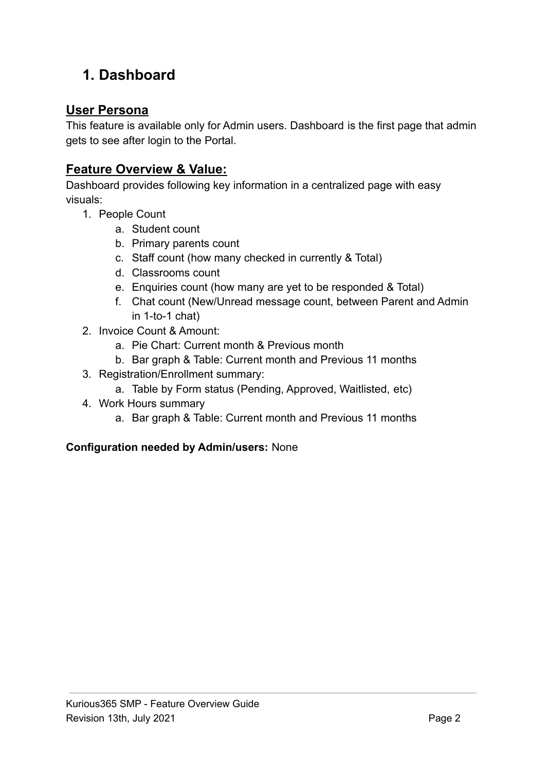# 1. Dashboard

## User Persona

This feature is available only for Admin users. Dashboard is the first page that admin gets to see after login to the Portal.

## Feature Overview & Value:

Dashboard provides following key information in a centralized page with easy visuals:

1. People Count
    a. Student count
    b. Primary parents count
    c. Staff count (how many checked in currently & Total)
    d. Classrooms count
    e. Enquiries count (how many are yet to be responded & Total)
    f. Chat count (New/Unread message count, between Parent and Admin in 1-to-1 chat)
2. Invoice Count & Amount:
    a. Pie Chart: Current month & Previous month
    b. Bar graph & Table: Current month and Previous 11 months
3. Registration/Enrollment summary:
    a. Table by Form status (Pending, Approved, Waitlisted, etc)
4. Work Hours summary
    a. Bar graph & Table: Current month and Previous 11 months

**Configuration needed by Admin/users:** None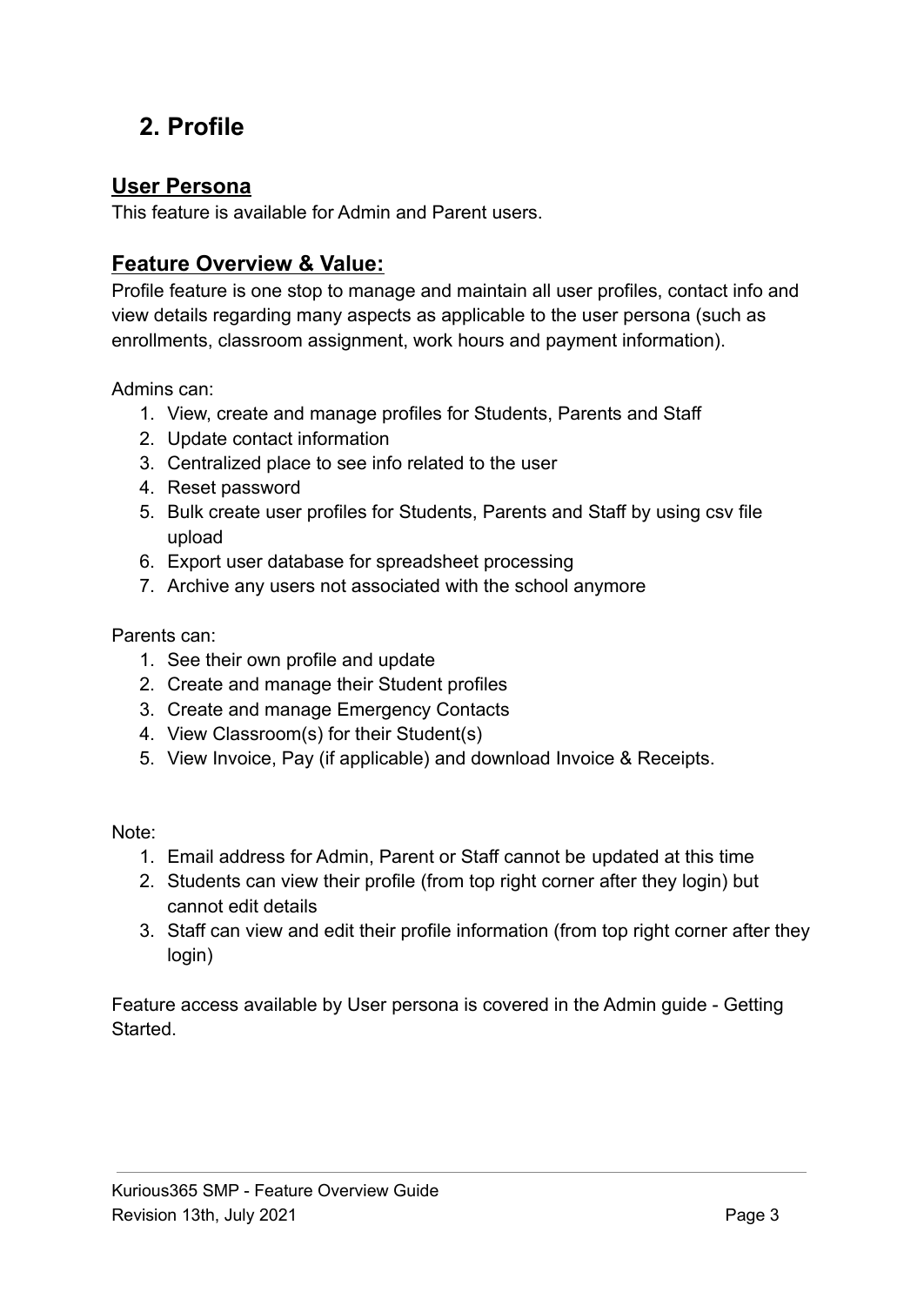## 2. Profile

### User Persona

This feature is available for Admin and Parent users.

### Feature Overview & Value:

Profile feature is one stop to manage and maintain all user profiles, contact info and view details regarding many aspects as applicable to the user persona (such as enrollments, classroom assignment, work hours and payment information).

Admins can:

1. View, create and manage profiles for Students, Parents and Staff
2. Update contact information
3. Centralized place to see info related to the user
4. Reset password
5. Bulk create user profiles for Students, Parents and Staff by using csv file upload
6. Export user database for spreadsheet processing
7. Archive any users not associated with the school anymore

Parents can:

1. See their own profile and update
2. Create and manage their Student profiles
3. Create and manage Emergency Contacts
4. View Classroom(s) for their Student(s)
5. View Invoice, Pay (if applicable) and download Invoice & Receipts.

Note:

1. Email address for Admin, Parent or Staff cannot be updated at this time
2. Students can view their profile (from top right corner after they login) but cannot edit details
3. Staff can view and edit their profile information (from top right corner after they login)

Feature access available by User persona is covered in the Admin guide - Getting Started.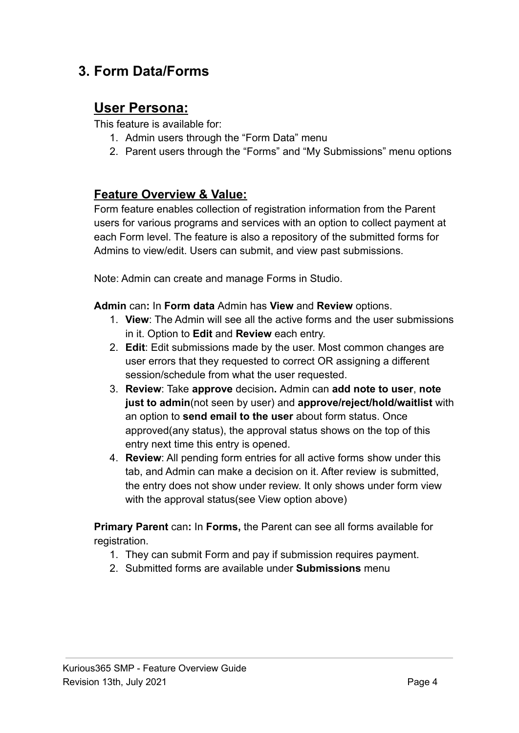## 3. Form Data/Forms

### User Persona:

This feature is available for:

1. Admin users through the "Form Data" menu
2. Parent users through the "Forms" and "My Submissions" menu options

### Feature Overview & Value:

Form feature enables collection of registration information from the Parent users for various programs and services with an option to collect payment at each Form level. The feature is also a repository of the submitted forms for Admins to view/edit. Users can submit, and view past submissions.

Note: Admin can create and manage Forms in Studio.

**Admin** can**:** In **Form data** Admin has **View** and **Review** options.

1. **View**: The Admin will see all the active forms and the user submissions in it. Option to **Edit** and **Review** each entry.
2. **Edit**: Edit submissions made by the user. Most common changes are user errors that they requested to correct OR assigning a different session/schedule from what the user requested.
3. **Review**: Take **approve** decision**.** Admin can **add note to user**, **note just to admin**(not seen by user) and **approve/reject/hold/waitlist** with an option to **send email to the user** about form status. Once approved(any status), the approval status shows on the top of this entry next time this entry is opened.
4. **Review**: All pending form entries for all active forms show under this tab, and Admin can make a decision on it. After review is submitted, the entry does not show under review. It only shows under form view with the approval status(see View option above)

**Primary Parent** can**:** In **Forms,** the Parent can see all forms available for registration.

1. They can submit Form and pay if submission requires payment.
2. Submitted forms are available under **Submissions** menu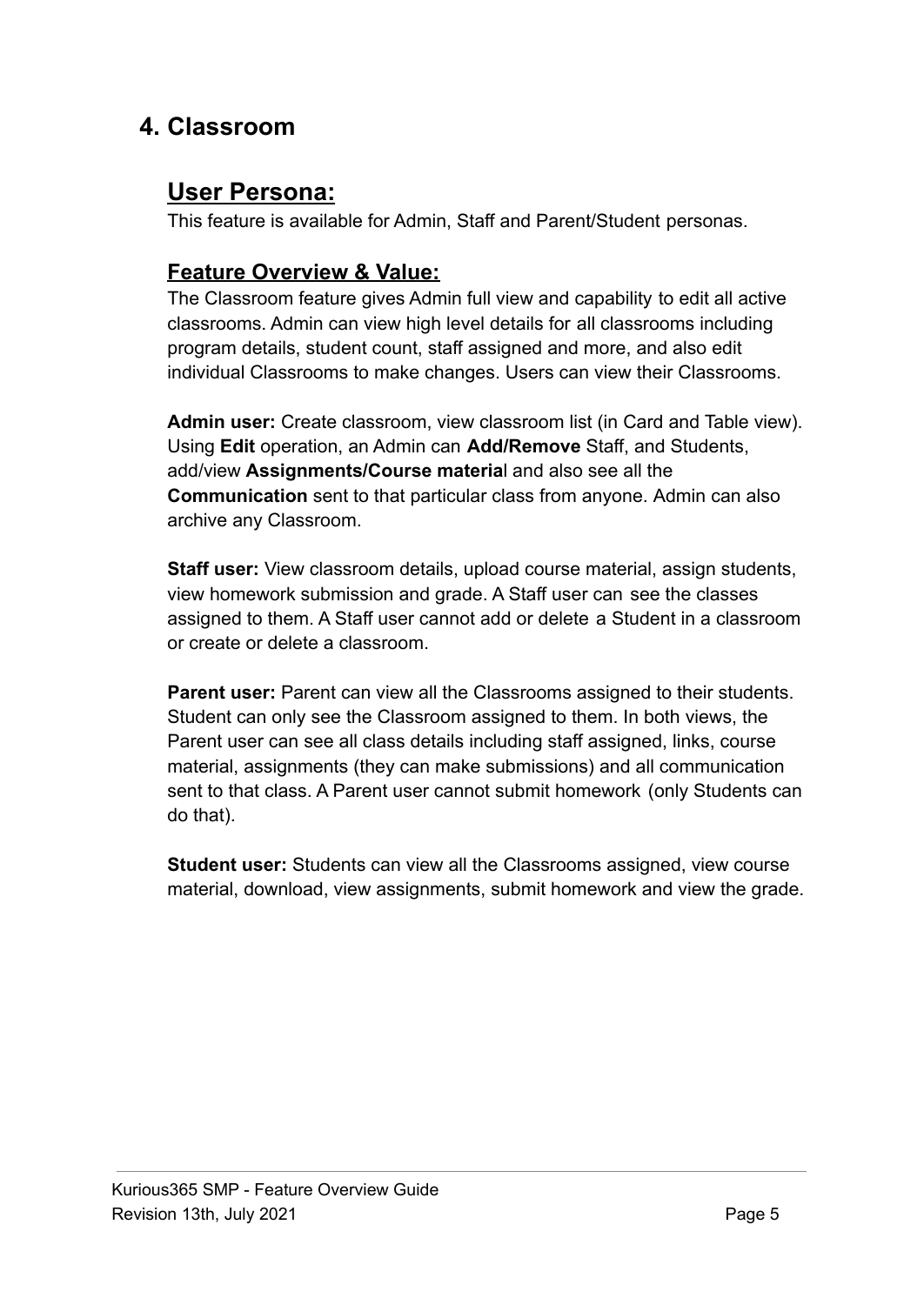## 4. Classroom

### User Persona:

This feature is available for Admin, Staff and Parent/Student personas.

### Feature Overview & Value:

The Classroom feature gives Admin full view and capability to edit all active classrooms. Admin can view high level details for all classrooms including program details, student count, staff assigned and more, and also edit individual Classrooms to make changes. Users can view their Classrooms.

**Admin user:** Create classroom, view classroom list (in Card and Table view). Using **Edit** operation, an Admin can **Add/Remove** Staff, and Students, add/view **Assignments/Course materia**l and also see all the **Communication** sent to that particular class from anyone. Admin can also archive any Classroom.

**Staff user:** View classroom details, upload course material, assign students, view homework submission and grade. A Staff user can see the classes assigned to them. A Staff user cannot add or delete a Student in a classroom or create or delete a classroom.

**Parent user:** Parent can view all the Classrooms assigned to their students. Student can only see the Classroom assigned to them. In both views, the Parent user can see all class details including staff assigned, links, course material, assignments (they can make submissions) and all communication sent to that class. A Parent user cannot submit homework (only Students can do that).

**Student user:** Students can view all the Classrooms assigned, view course material, download, view assignments, submit homework and view the grade.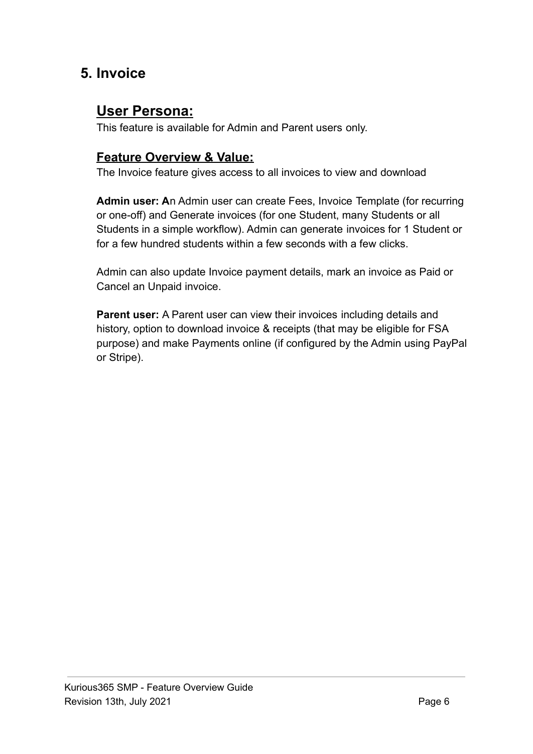## 5. Invoice

### User Persona:

This feature is available for Admin and Parent users only.

#### Feature Overview & Value:

The Invoice feature gives access to all invoices to view and download

**Admin user: A**n Admin user can create Fees, Invoice Template (for recurring or one-off) and Generate invoices (for one Student, many Students or all Students in a simple workflow). Admin can generate invoices for 1 Student or for a few hundred students within a few seconds with a few clicks.

Admin can also update Invoice payment details, mark an invoice as Paid or Cancel an Unpaid invoice.

**Parent user:** A Parent user can view their invoices including details and history, option to download invoice & receipts (that may be eligible for FSA purpose) and make Payments online (if configured by the Admin using PayPal or Stripe).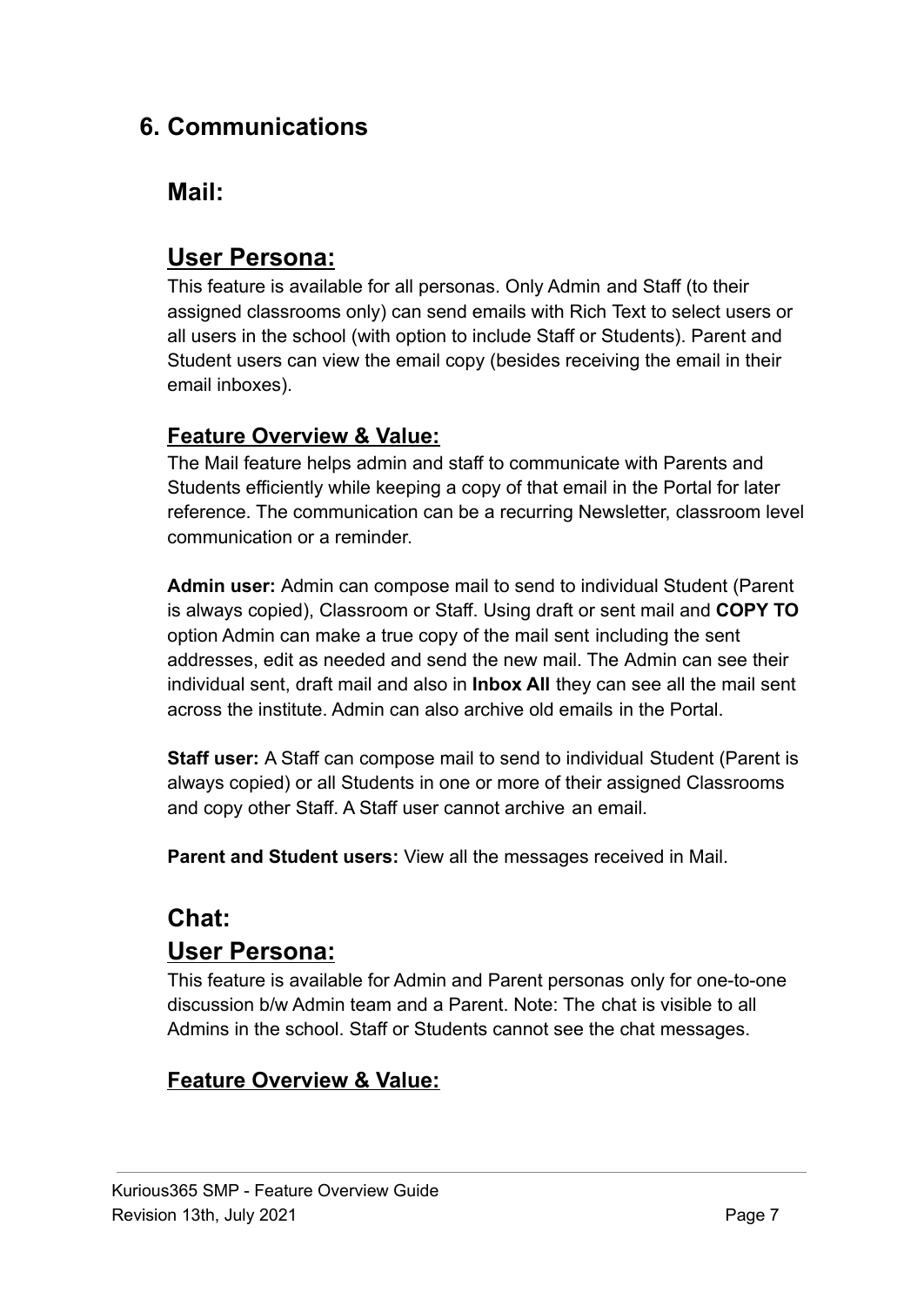## 6. Communications

### Mail:

### User Persona:

This feature is available for all personas. Only Admin and Staff (to their assigned classrooms only) can send emails with Rich Text to select users or all users in the school (with option to include Staff or Students). Parent and Student users can view the email copy (besides receiving the email in their email inboxes).

#### Feature Overview & Value:

The Mail feature helps admin and staff to communicate with Parents and Students efficiently while keeping a copy of that email in the Portal for later reference. The communication can be a recurring Newsletter, classroom level communication or a reminder.

**Admin user:** Admin can compose mail to send to individual Student (Parent is always copied), Classroom or Staff. Using draft or sent mail and **COPY TO** option Admin can make a true copy of the mail sent including the sent addresses, edit as needed and send the new mail. The Admin can see their individual sent, draft mail and also in **Inbox All** they can see all the mail sent across the institute. Admin can also archive old emails in the Portal.

**Staff user:** A Staff can compose mail to send to individual Student (Parent is always copied) or all Students in one or more of their assigned Classrooms and copy other Staff. A Staff user cannot archive an email.

**Parent and Student users:** View all the messages received in Mail.

### Chat:

### User Persona:

This feature is available for Admin and Parent personas only for one-to-one discussion b/w Admin team and a Parent. Note: The chat is visible to all Admins in the school. Staff or Students cannot see the chat messages.

#### Feature Overview & Value: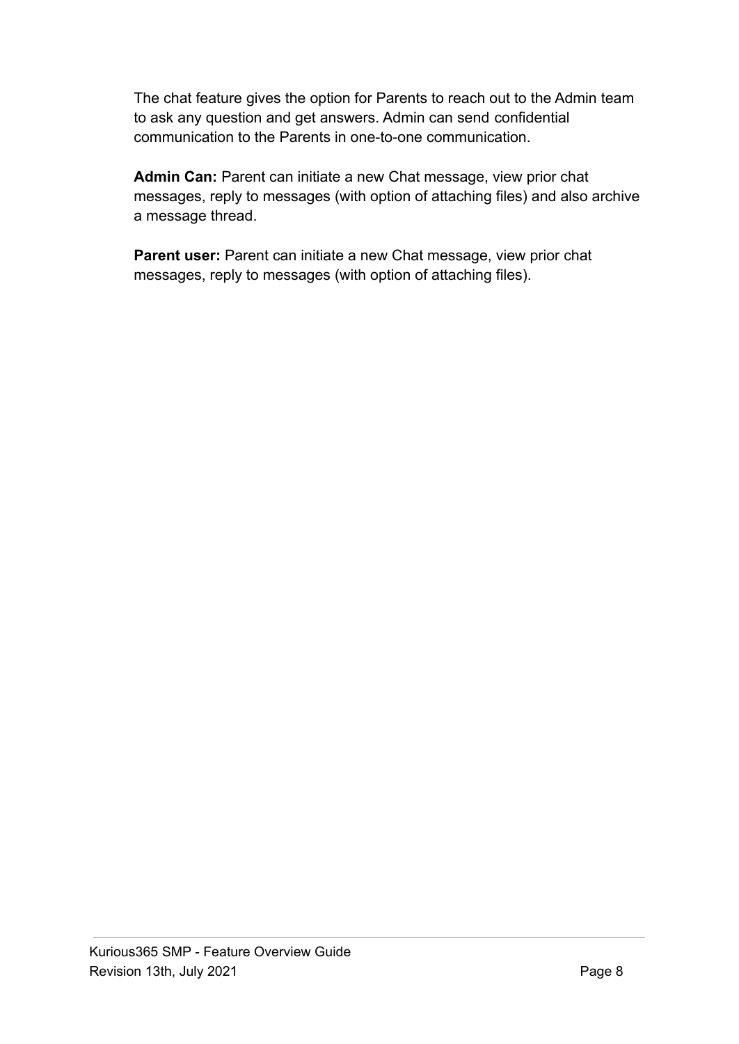The chat feature gives the option for Parents to reach out to the Admin team to ask any question and get answers. Admin can send confidential communication to the Parents in one-to-one communication.

**Admin Can:** Parent can initiate a new Chat message, view prior chat messages, reply to messages (with option of attaching files) and also archive a message thread.

**Parent user:** Parent can initiate a new Chat message, view prior chat messages, reply to messages (with option of attaching files).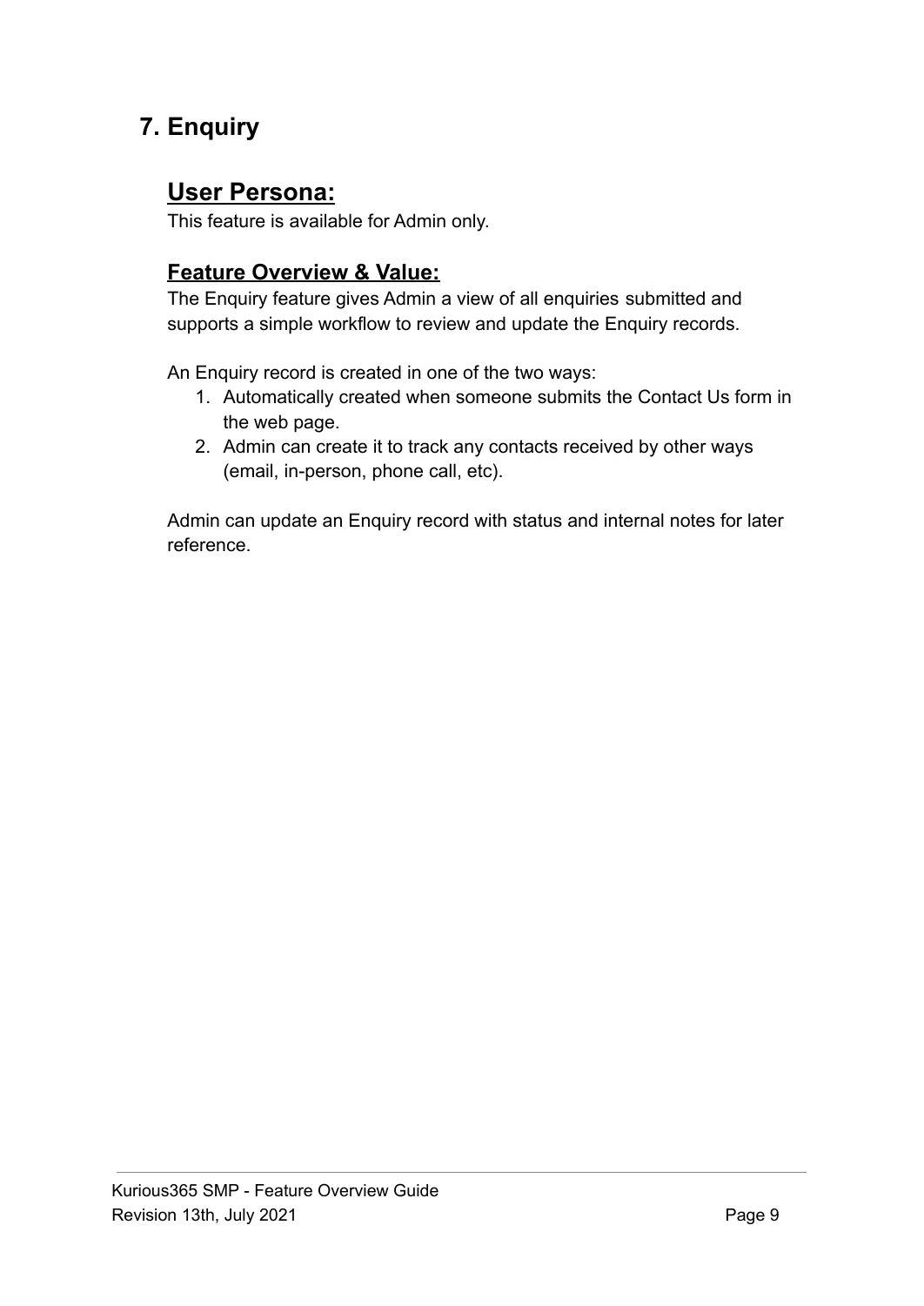# 7. Enquiry

## User Persona:

This feature is available for Admin only.

### Feature Overview & Value:

The Enquiry feature gives Admin a view of all enquiries submitted and supports a simple workflow to review and update the Enquiry records.

An Enquiry record is created in one of the two ways:

1. Automatically created when someone submits the Contact Us form in the web page.
2. Admin can create it to track any contacts received by other ways (email, in-person, phone call, etc).

Admin can update an Enquiry record with status and internal notes for later reference.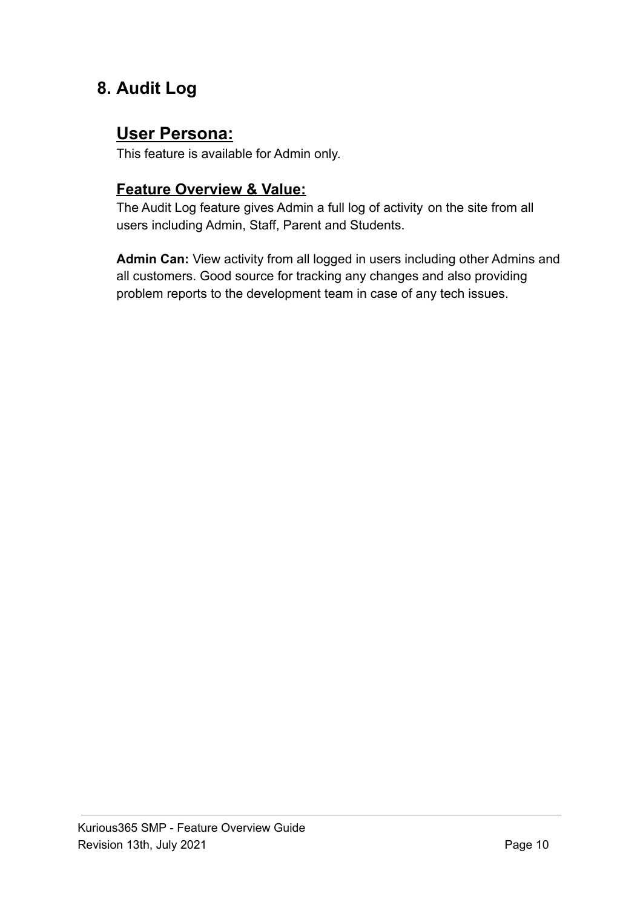## 8. Audit Log

### User Persona:

This feature is available for Admin only.

### Feature Overview & Value:

The Audit Log feature gives Admin a full log of activity on the site from all users including Admin, Staff, Parent and Students.

**Admin Can:** View activity from all logged in users including other Admins and all customers. Good source for tracking any changes and also providing problem reports to the development team in case of any tech issues.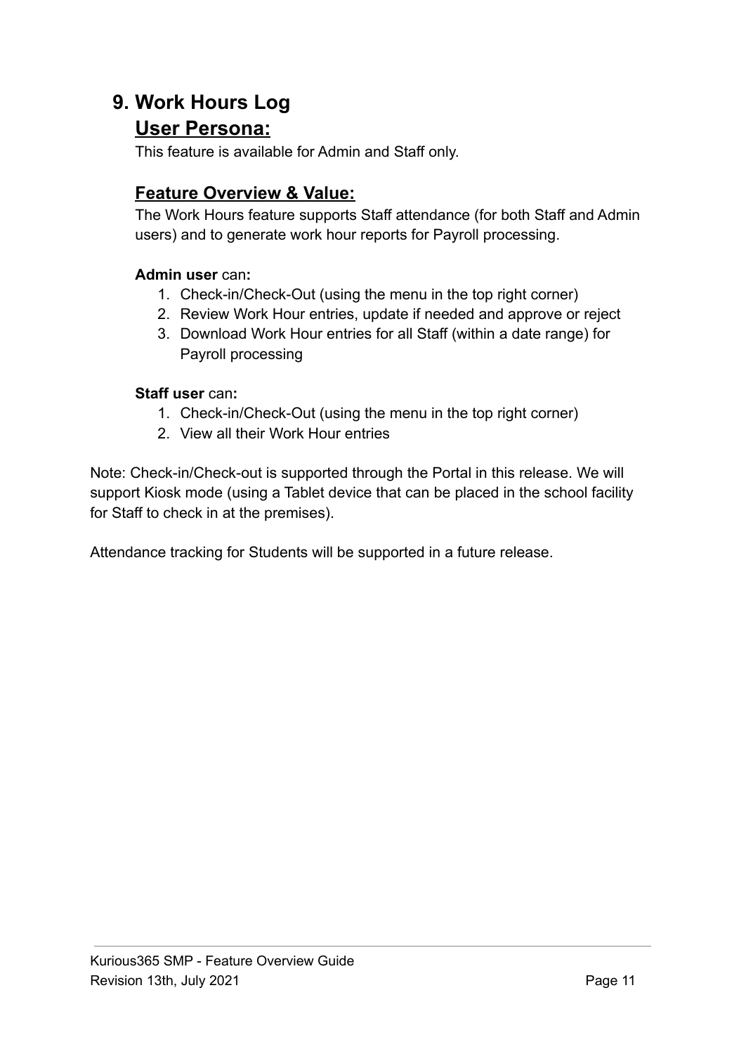## 9. Work Hours Log

### User Persona:

This feature is available for Admin and Staff only.

### Feature Overview & Value:

The Work Hours feature supports Staff attendance (for both Staff and Admin users) and to generate work hour reports for Payroll processing.

**Admin user** can**:**

1. Check-in/Check-Out (using the menu in the top right corner)
2. Review Work Hour entries, update if needed and approve or reject
3. Download Work Hour entries for all Staff (within a date range) for Payroll processing

**Staff user** can**:**

1. Check-in/Check-Out (using the menu in the top right corner)
2. View all their Work Hour entries

Note: Check-in/Check-out is supported through the Portal in this release. We will support Kiosk mode (using a Tablet device that can be placed in the school facility for Staff to check in at the premises).

Attendance tracking for Students will be supported in a future release.